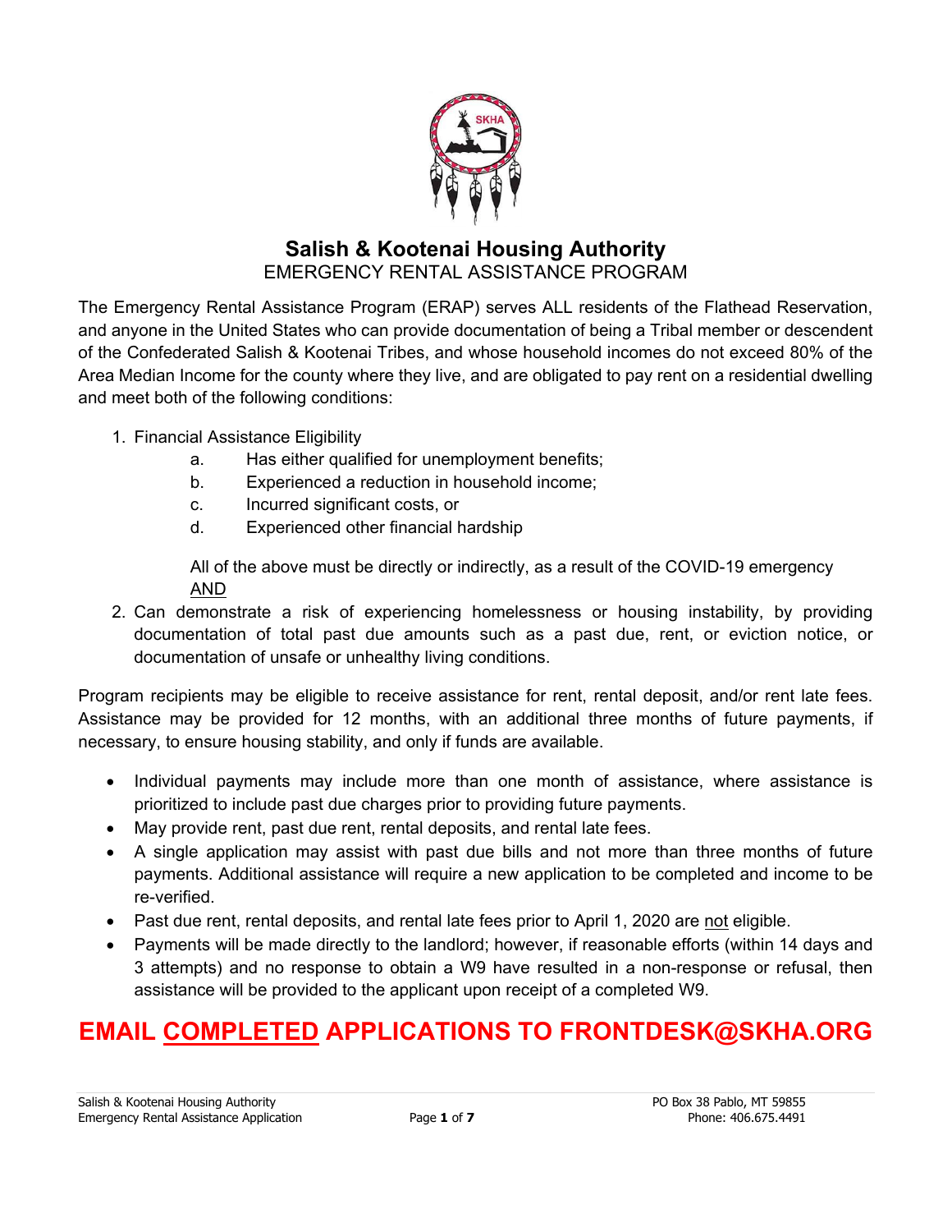# Salish & Kootenai Housing Authority

## EMERGENCY RENTAL ASSISTANCE PROGRAM

The Emergency Rental Assistance Program (ERAP) serves ALL residents of the Flathead Reservation, and anyone in the United States who can provide documentation of being a Tribal member or descendent of the Confederated Salish & Kootenai Tribes, and whose household incomes do not exceed 80% of the Area Median Income for the county where they live, and are obligated to pay rent on a residential dwelling and meet both of the following conditions:

1. Financial Assistance Eligibility
   a. Has either qualified for unemployment benefits;
   b. Experienced a reduction in household income;
   c. Incurred significant costs, or
   d. Experienced other financial hardship

   All of the above must be directly or indirectly, as a result of the COVID-19 emergency
   AND
2. Can demonstrate a risk of experiencing homelessness or housing instability, by providing documentation of total past due amounts such as a past due, rent, or eviction notice, or documentation of unsafe or unhealthy living conditions.

Program recipients may be eligible to receive assistance for rent, rental deposit, and/or rent late fees. Assistance may be provided for 12 months, with an additional three months of future payments, if necessary, to ensure housing stability, and only if funds are available.

- Individual payments may include more than one month of assistance, where assistance is prioritized to include past due charges prior to providing future payments.
- May provide rent, past due rent, rental deposits, and rental late fees.
- A single application may assist with past due bills and not more than three months of future payments. Additional assistance will require a new application to be completed and income to be re-verified.
- Past due rent, rental deposits, and rental late fees prior to April 1, 2020 are not eligible.
- Payments will be made directly to the landlord; however, if reasonable efforts (within 14 days and 3 attempts) and no response to obtain a W9 have resulted in a non-response or refusal, then assistance will be provided to the applicant upon receipt of a completed W9.

**EMAIL COMPLETED APPLICATIONS TO FRONTDESK@SKHA.ORG**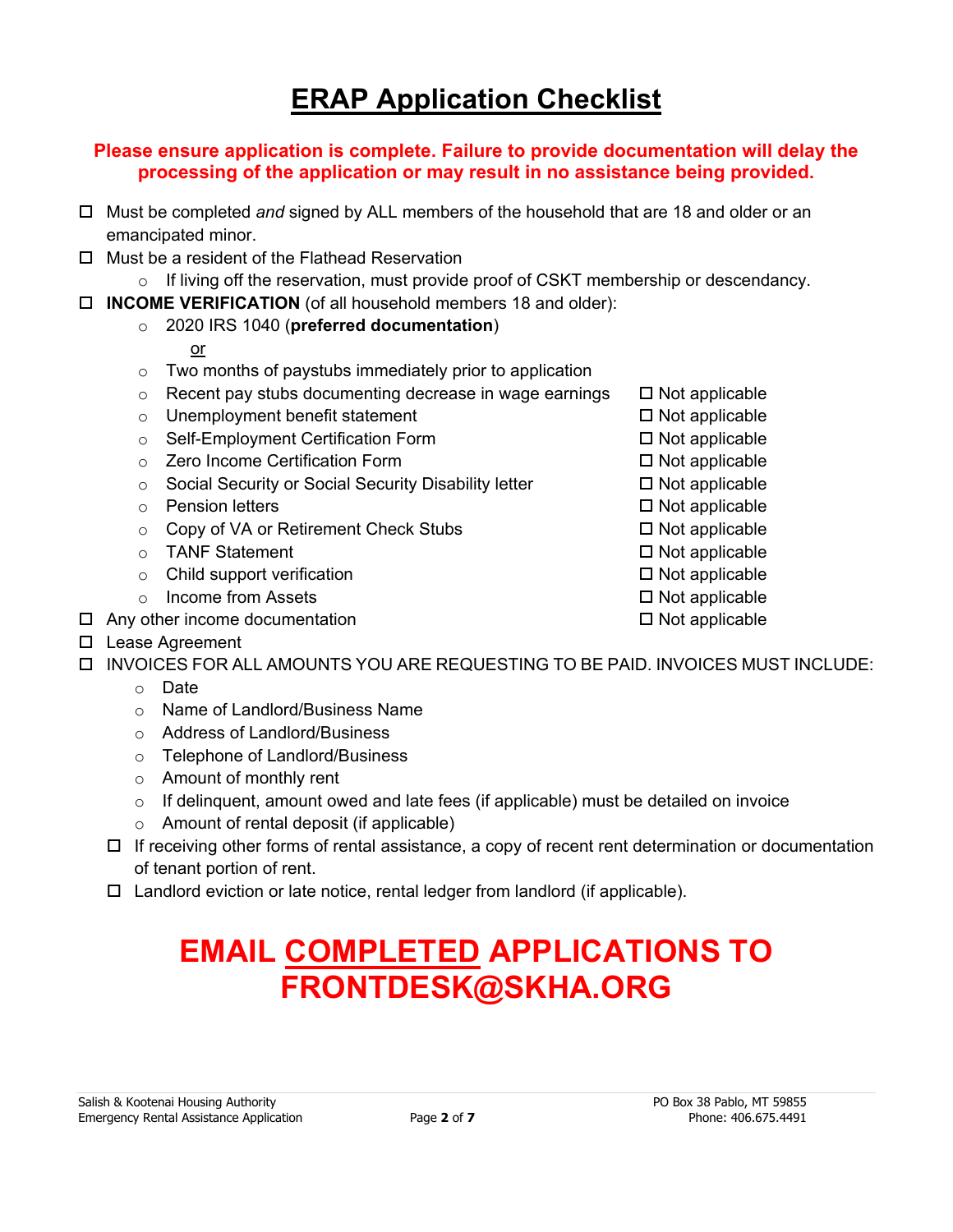# ERAP Application Checklist

**Please ensure application is complete. Failure to provide documentation will delay the processing of the application or may result in no assistance being provided.**

- ☐ Must be completed *and* signed by ALL members of the household that are 18 and older or an emancipated minor.
- ☐ Must be a resident of the Flathead Reservation
  - If living off the reservation, must provide proof of CSKT membership or descendancy.
- ☐ **INCOME VERIFICATION** (of all household members 18 and older):
  - 2020 IRS 1040 (**preferred documentation**)

    or
  - Two months of paystubs immediately prior to application
  - Recent pay stubs documenting decrease in wage earnings ☐ Not applicable
  - Unemployment benefit statement ☐ Not applicable
  - Self-Employment Certification Form ☐ Not applicable
  - Zero Income Certification Form ☐ Not applicable
  - Social Security or Social Security Disability letter ☐ Not applicable
  - Pension letters ☐ Not applicable
  - Copy of VA or Retirement Check Stubs ☐ Not applicable
  - TANF Statement ☐ Not applicable
  - Child support verification ☐ Not applicable
  - Income from Assets ☐ Not applicable
- ☐ Any other income documentation ☐ Not applicable
- ☐ Lease Agreement
- ☐ INVOICES FOR ALL AMOUNTS YOU ARE REQUESTING TO BE PAID. INVOICES MUST INCLUDE:
  - Date
  - Name of Landlord/Business Name
  - Address of Landlord/Business
  - Telephone of Landlord/Business
  - Amount of monthly rent
  - If delinquent, amount owed and late fees (if applicable) must be detailed on invoice
  - Amount of rental deposit (if applicable)
  - ☐ If receiving other forms of rental assistance, a copy of recent rent determination or documentation of tenant portion of rent.
  - ☐ Landlord eviction or late notice, rental ledger from landlord (if applicable).

## EMAIL COMPLETED APPLICATIONS TO FRONTDESK@SKHA.ORG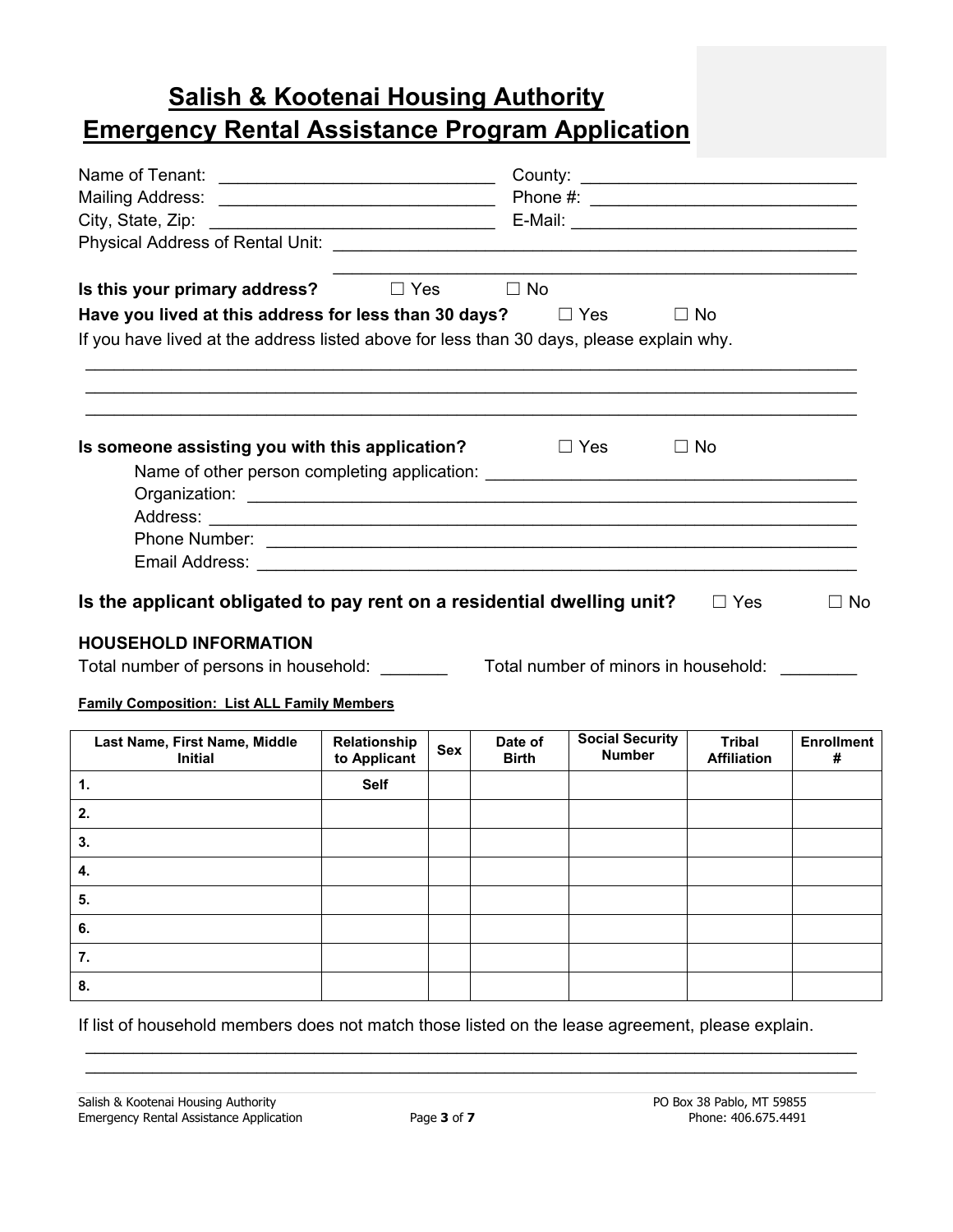# Salish & Kootenai Housing Authority
# Emergency Rental Assistance Program Application

Name of Tenant: ____________________________ County: ____________________________

Mailing Address: ____________________________ Phone #: ____________________________

City, State, Zip: ____________________________ E-Mail: ____________________________

Physical Address of Rental Unit: ____________________________________________________

____________________________________________________

**Is this your primary address?** ☐ Yes ☐ No

**Have you lived at this address for less than 30 days?** ☐ Yes ☐ No

If you have lived at the address listed above for less than 30 days, please explain why.

____________________________________________________________________________

____________________________________________________________________________

____________________________________________________________________________

**Is someone assisting you with this application?** ☐ Yes ☐ No

Name of other person completing application: ____________________________________

Organization: ____________________________________________________________

Address: ________________________________________________________________

Phone Number: ____________________________________________________________

Email Address: ____________________________________________________________

**Is the applicant obligated to pay rent on a residential dwelling unit?** ☐ Yes ☐ No

### HOUSEHOLD INFORMATION

Total number of persons in household: _______ Total number of minors in household: ________

**Family Composition: List ALL Family Members**

| Last Name, First Name, Middle Initial | Relationship to Applicant | Sex | Date of Birth | Social Security Number | Tribal Affiliation | Enrollment # |
|---|---|---|---|---|---|---|
| 1. | **Self** | | | | | |
| 2. | | | | | | |
| 3. | | | | | | |
| 4. | | | | | | |
| 5. | | | | | | |
| 6. | | | | | | |
| 7. | | | | | | |
| 8. | | | | | | |

If list of household members does not match those listed on the lease agreement, please explain.

____________________________________________________________________________

____________________________________________________________________________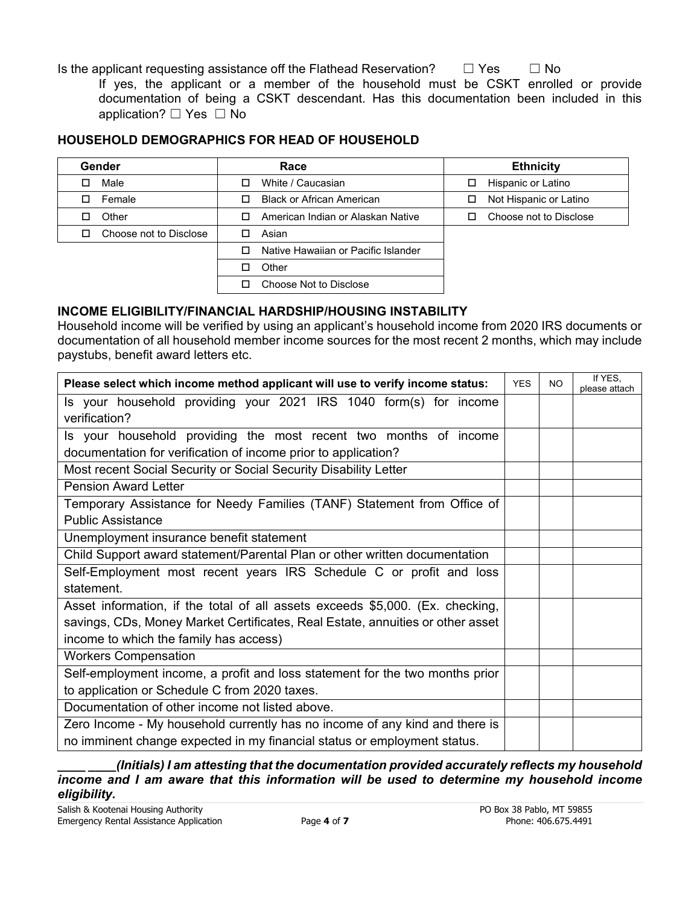Is the applicant requesting assistance off the Flathead Reservation? ☐ Yes ☐ No

If yes, the applicant or a member of the household must be CSKT enrolled or provide documentation of being a CSKT descendant. Has this documentation been included in this application? ☐ Yes ☐ No

## HOUSEHOLD DEMOGRAPHICS FOR HEAD OF HOUSEHOLD

| Gender | Race | Ethnicity |
|---|---|---|
| ☐ Male | ☐ White / Caucasian | ☐ Hispanic or Latino |
| ☐ Female | ☐ Black or African American | ☐ Not Hispanic or Latino |
| ☐ Other | ☐ American Indian or Alaskan Native | ☐ Choose not to Disclose |
| ☐ Choose not to Disclose | ☐ Asian | |
| | ☐ Native Hawaiian or Pacific Islander | |
| | ☐ Other | |
| | ☐ Choose Not to Disclose | |

## INCOME ELIGIBILITY/FINANCIAL HARDSHIP/HOUSING INSTABILITY

Household income will be verified by using an applicant's household income from 2020 IRS documents or documentation of all household member income sources for the most recent 2 months, which may include paystubs, benefit award letters etc.

| Please select which income method applicant will use to verify income status: | YES | NO | If YES, please attach |
|---|---|---|---|
| Is your household providing your 2021 IRS 1040 form(s) for income verification? | | | |
| Is your household providing the most recent two months of income documentation for verification of income prior to application? | | | |
| Most recent Social Security or Social Security Disability Letter | | | |
| Pension Award Letter | | | |
| Temporary Assistance for Needy Families (TANF) Statement from Office of Public Assistance | | | |
| Unemployment insurance benefit statement | | | |
| Child Support award statement/Parental Plan or other written documentation | | | |
| Self-Employment most recent years IRS Schedule C or profit and loss statement. | | | |
| Asset information, if the total of all assets exceeds $5,000. (Ex. checking, savings, CDs, Money Market Certificates, Real Estate, annuities or other asset income to which the family has access) | | | |
| Workers Compensation | | | |
| Self-employment income, a profit and loss statement for the two months prior to application or Schedule C from 2020 taxes. | | | |
| Documentation of other income not listed above. | | | |
| Zero Income - My household currently has no income of any kind and there is no imminent change expected in my financial status or employment status. | | | |

**_\_\_\_\_ \_\_\_\_(Initials) I am attesting that the documentation provided accurately reflects my household income and I am aware that this information will be used to determine my household income eligibility._**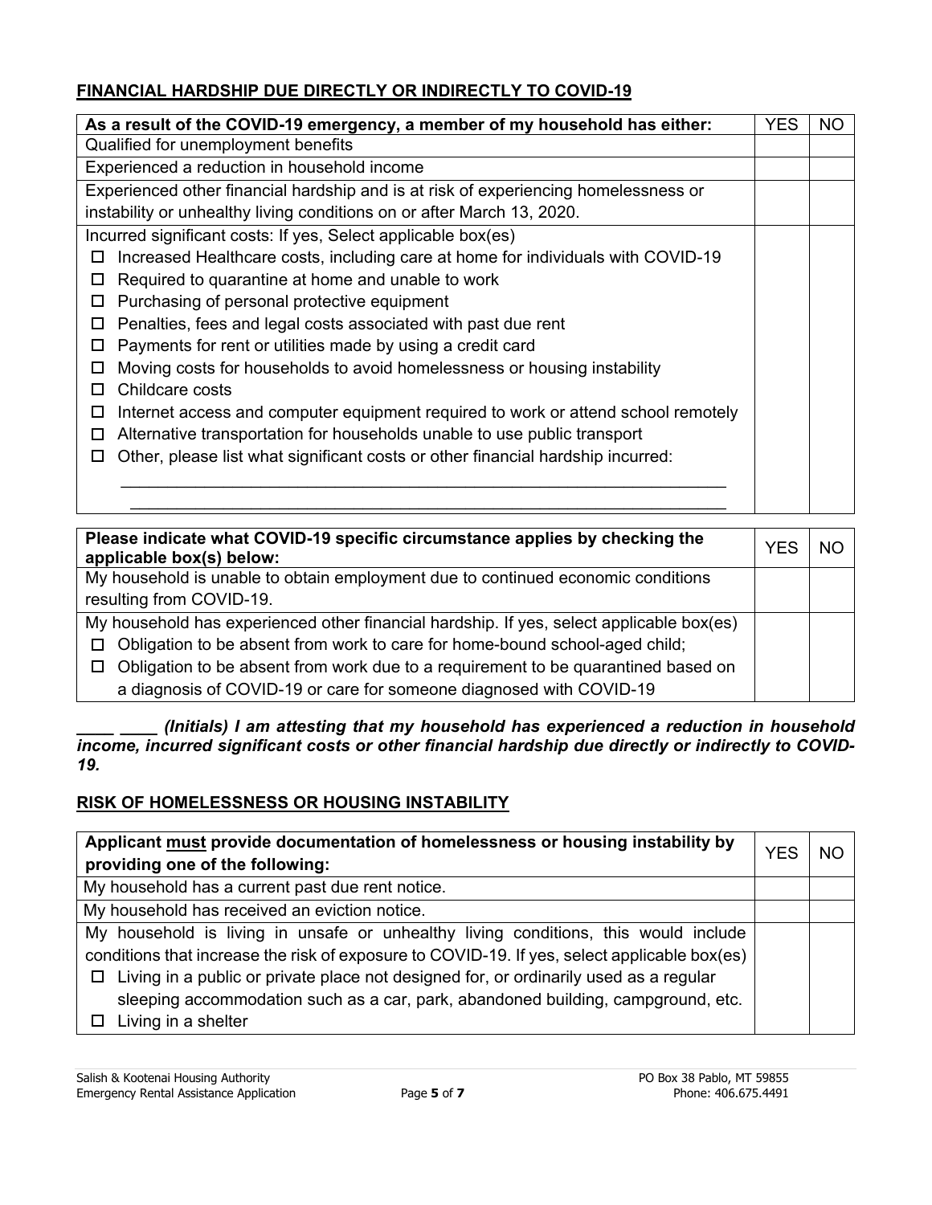## FINANCIAL HARDSHIP DUE DIRECTLY OR INDIRECTLY TO COVID-19

| As a result of the COVID-19 emergency, a member of my household has either: | YES | NO |
|---|---|---|
| Qualified for unemployment benefits | | |
| Experienced a reduction in household income | | |
| Experienced other financial hardship and is at risk of experiencing homelessness or instability or unhealthy living conditions on or after March 13, 2020. | | |
| Incurred significant costs: If yes, Select applicable box(es)<br>☐ Increased Healthcare costs, including care at home for individuals with COVID-19<br>☐ Required to quarantine at home and unable to work<br>☐ Purchasing of personal protective equipment<br>☐ Penalties, fees and legal costs associated with past due rent<br>☐ Payments for rent or utilities made by using a credit card<br>☐ Moving costs for households to avoid homelessness or housing instability<br>☐ Childcare costs<br>☐ Internet access and computer equipment required to work or attend school remotely<br>☐ Alternative transportation for households unable to use public transport<br>☐ Other, please list what significant costs or other financial hardship incurred:<br>\_\_\_\_\_\_\_\_\_\_\_\_\_\_\_\_\_\_\_\_\_\_\_\_\_\_\_\_\_\_\_\_\_\_\_\_\_\_\_\_\_\_\_\_\_\_\_\_\_\_\_\_\_\_\_\_\_\_\_\_\_\_<br>\_\_\_\_\_\_\_\_\_\_\_\_\_\_\_\_\_\_\_\_\_\_\_\_\_\_\_\_\_\_\_\_\_\_\_\_\_\_\_\_\_\_\_\_\_\_\_\_\_\_\_\_\_\_\_\_\_\_\_\_\_\_ | | |

| Please indicate what COVID-19 specific circumstance applies by checking the applicable box(s) below: | YES | NO |
|---|---|---|
| My household is unable to obtain employment due to continued economic conditions resulting from COVID-19. | | |
| My household has experienced other financial hardship. If yes, select applicable box(es)<br>☐ Obligation to be absent from work to care for home-bound school-aged child;<br>☐ Obligation to be absent from work due to a requirement to be quarantined based on a diagnosis of COVID-19 or care for someone diagnosed with COVID-19 | | |

***\_\_\_\_ \_\_\_\_ (Initials) I am attesting that my household has experienced a reduction in household income, incurred significant costs or other financial hardship due directly or indirectly to COVID-19.***

## RISK OF HOMELESSNESS OR HOUSING INSTABILITY

| Applicant must provide documentation of homelessness or housing instability by providing one of the following: | YES | NO |
|---|---|---|
| My household has a current past due rent notice. | | |
| My household has received an eviction notice. | | |
| My household is living in unsafe or unhealthy living conditions, this would include conditions that increase the risk of exposure to COVID-19. If yes, select applicable box(es)<br>☐ Living in a public or private place not designed for, or ordinarily used as a regular sleeping accommodation such as a car, park, abandoned building, campground, etc.<br>☐ Living in a shelter | | |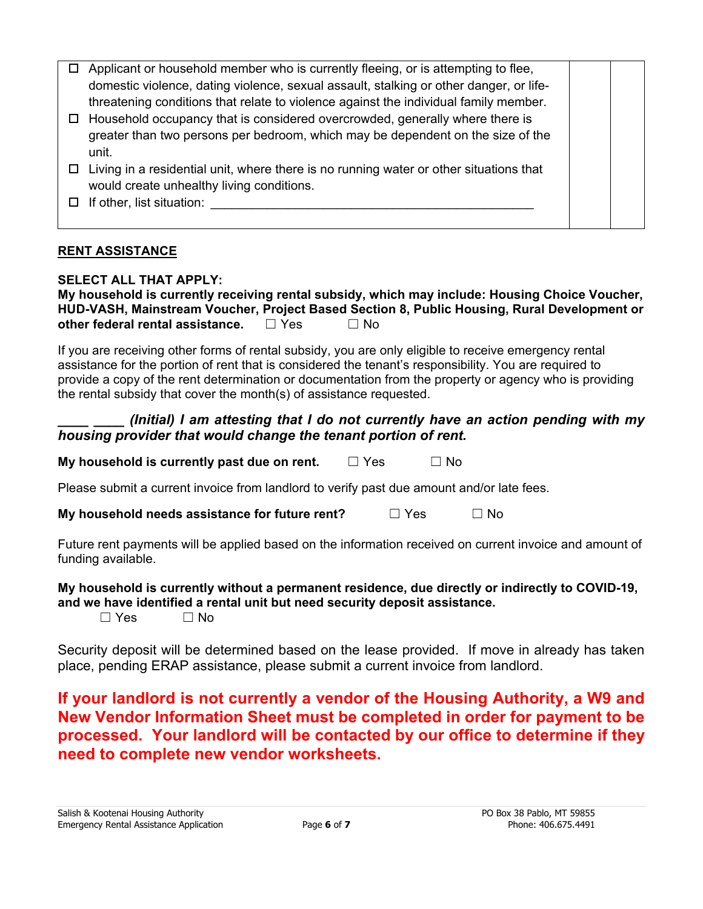| | | |
|---|---|---|
| ☐ Applicant or household member who is currently fleeing, or is attempting to flee, domestic violence, dating violence, sexual assault, stalking or other danger, or life-threatening conditions that relate to violence against the individual family member.<br>☐ Household occupancy that is considered overcrowded, generally where there is greater than two persons per bedroom, which may be dependent on the size of the unit.<br>☐ Living in a residential unit, where there is no running water or other situations that would create unhealthy living conditions.<br>☐ If other, list situation: ______________________________________________ | | |

## RENT ASSISTANCE

**SELECT ALL THAT APPLY:**

**My household is currently receiving rental subsidy, which may include: Housing Choice Voucher, HUD-VASH, Mainstream Voucher, Project Based Section 8, Public Housing, Rural Development or other federal rental assistance.** ☐ Yes ☐ No

If you are receiving other forms of rental subsidy, you are only eligible to receive emergency rental assistance for the portion of rent that is considered the tenant's responsibility. You are required to provide a copy of the rent determination or documentation from the property or agency who is providing the rental subsidy that cover the month(s) of assistance requested.

***____ ____ (Initial) I am attesting that I do not currently have an action pending with my housing provider that would change the tenant portion of rent.***

**My household is currently past due on rent.** ☐ Yes ☐ No

Please submit a current invoice from landlord to verify past due amount and/or late fees.

**My household needs assistance for future rent?** ☐ Yes ☐ No

Future rent payments will be applied based on the information received on current invoice and amount of funding available.

**My household is currently without a permanent residence, due directly or indirectly to COVID-19, and we have identified a rental unit but need security deposit assistance.**
☐ Yes ☐ No

Security deposit will be determined based on the lease provided. If move in already has taken place, pending ERAP assistance, please submit a current invoice from landlord.

**If your landlord is not currently a vendor of the Housing Authority, a W9 and New Vendor Information Sheet must be completed in order for payment to be processed. Your landlord will be contacted by our office to determine if they need to complete new vendor worksheets.**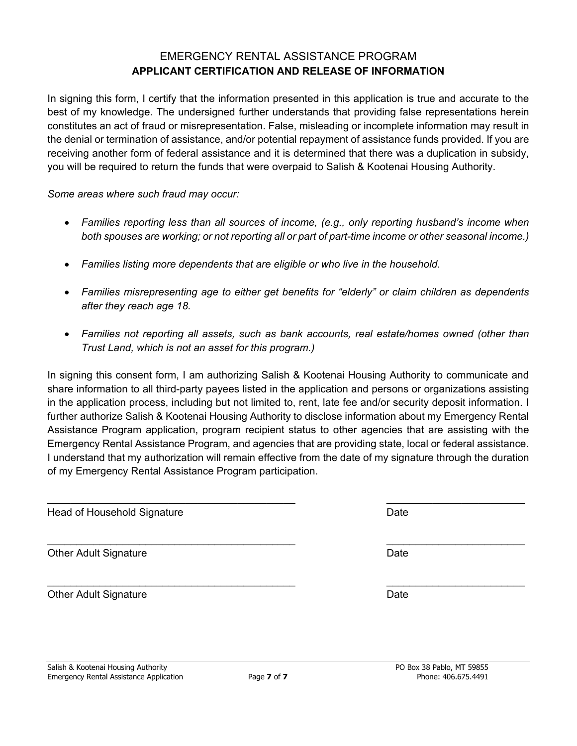# EMERGENCY RENTAL ASSISTANCE PROGRAM
## APPLICANT CERTIFICATION AND RELEASE OF INFORMATION

In signing this form, I certify that the information presented in this application is true and accurate to the best of my knowledge. The undersigned further understands that providing false representations herein constitutes an act of fraud or misrepresentation. False, misleading or incomplete information may result in the denial or termination of assistance, and/or potential repayment of assistance funds provided. If you are receiving another form of federal assistance and it is determined that there was a duplication in subsidy, you will be required to return the funds that were overpaid to Salish & Kootenai Housing Authority.

*Some areas where such fraud may occur:*

- *Families reporting less than all sources of income, (e.g., only reporting husband's income when both spouses are working; or not reporting all or part of part-time income or other seasonal income.)*
- *Families listing more dependents that are eligible or who live in the household.*
- *Families misrepresenting age to either get benefits for "elderly" or claim children as dependents after they reach age 18.*
- *Families not reporting all assets, such as bank accounts, real estate/homes owned (other than Trust Land, which is not an asset for this program.)*

In signing this consent form, I am authorizing Salish & Kootenai Housing Authority to communicate and share information to all third-party payees listed in the application and persons or organizations assisting in the application process, including but not limited to, rent, late fee and/or security deposit information. I further authorize Salish & Kootenai Housing Authority to disclose information about my Emergency Rental Assistance Program application, program recipient status to other agencies that are assisting with the Emergency Rental Assistance Program, and agencies that are providing state, local or federal assistance. I understand that my authorization will remain effective from the date of my signature through the duration of my Emergency Rental Assistance Program participation.

\_\_\_\_\_\_\_\_\_\_\_\_\_\_\_\_\_\_\_\_\_\_\_\_\_\_\_\_\_\_\_\_\_\_\_\_\_\_\_\_\_\_\_ \_\_\_\_\_\_\_\_\_\_\_\_\_\_\_\_\_\_\_\_\_\_\_\_
Head of Household Signature Date

\_\_\_\_\_\_\_\_\_\_\_\_\_\_\_\_\_\_\_\_\_\_\_\_\_\_\_\_\_\_\_\_\_\_\_\_\_\_\_\_\_\_\_ \_\_\_\_\_\_\_\_\_\_\_\_\_\_\_\_\_\_\_\_\_\_\_\_
Other Adult Signature Date

\_\_\_\_\_\_\_\_\_\_\_\_\_\_\_\_\_\_\_\_\_\_\_\_\_\_\_\_\_\_\_\_\_\_\_\_\_\_\_\_\_\_\_ \_\_\_\_\_\_\_\_\_\_\_\_\_\_\_\_\_\_\_\_\_\_\_\_
Other Adult Signature Date